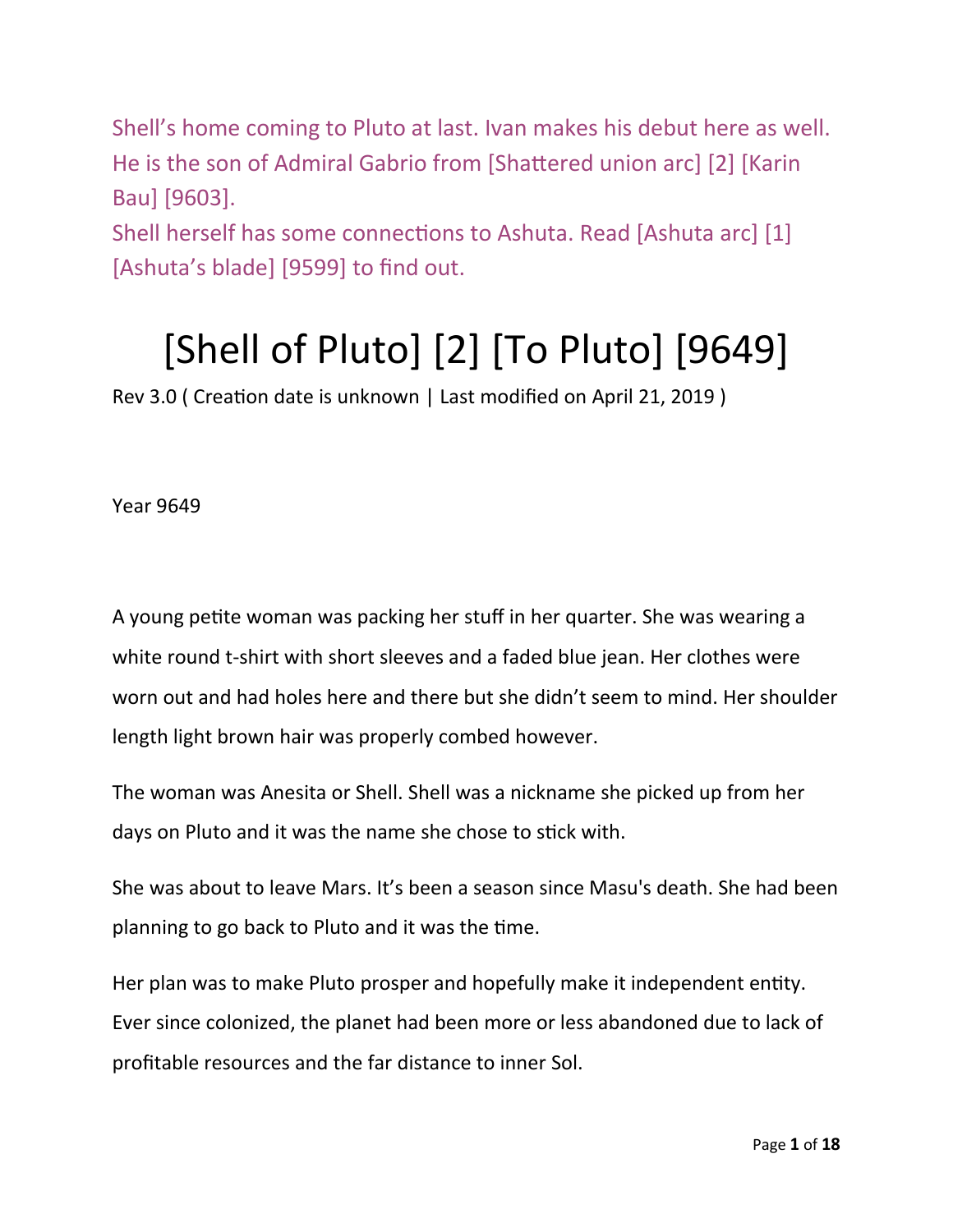Shell's home coming to Pluto at last. Ivan makes his debut here as well. He is the son of Admiral Gabrio from [Shattered union arc] [2] [Karin Bau] [9603].
Shell herself has some connections to Ashuta. Read [Ashuta arc] [1] [Ashuta's blade] [9599] to find out.

# [Shell of Pluto] [2] [To Pluto] [9649]

Rev 3.0 ( Creation date is unknown | Last modified on April 21, 2019 )

Year 9649

A young petite woman was packing her stuff in her quarter. She was wearing a white round t-shirt with short sleeves and a faded blue jean. Her clothes were worn out and had holes here and there but she didn't seem to mind. Her shoulder length light brown hair was properly combed however.

The woman was Anesita or Shell. Shell was a nickname she picked up from her days on Pluto and it was the name she chose to stick with.

She was about to leave Mars. It's been a season since Masu's death. She had been planning to go back to Pluto and it was the time.

Her plan was to make Pluto prosper and hopefully make it independent entity. Ever since colonized, the planet had been more or less abandoned due to lack of profitable resources and the far distance to inner Sol.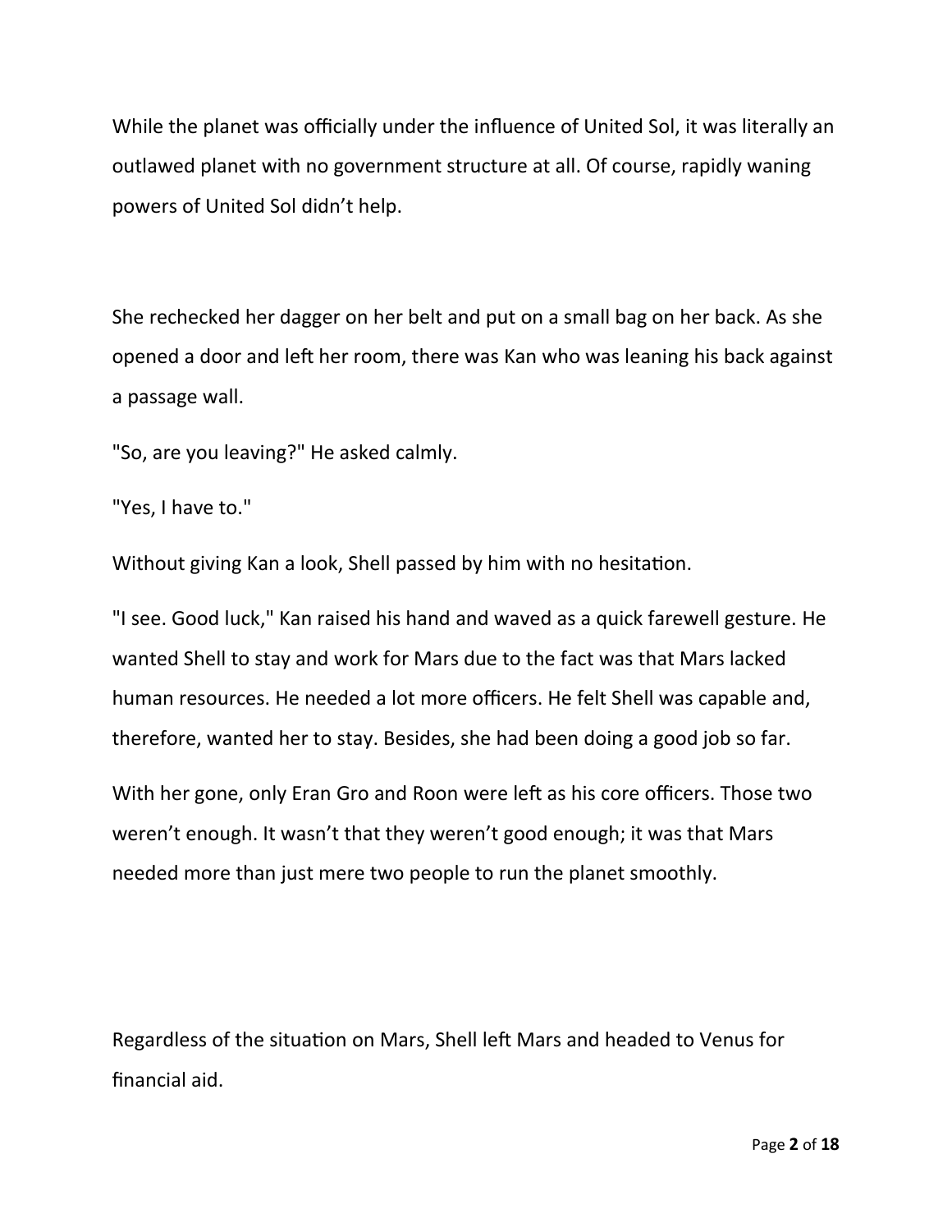While the planet was officially under the influence of United Sol, it was literally an outlawed planet with no government structure at all. Of course, rapidly waning powers of United Sol didn't help.

She rechecked her dagger on her belt and put on a small bag on her back. As she opened a door and left her room, there was Kan who was leaning his back against a passage wall.

"So, are you leaving?" He asked calmly.

"Yes, I have to."

Without giving Kan a look, Shell passed by him with no hesitation.

"I see. Good luck," Kan raised his hand and waved as a quick farewell gesture. He wanted Shell to stay and work for Mars due to the fact was that Mars lacked human resources. He needed a lot more officers. He felt Shell was capable and, therefore, wanted her to stay. Besides, she had been doing a good job so far.

With her gone, only Eran Gro and Roon were left as his core officers. Those two weren't enough. It wasn't that they weren't good enough; it was that Mars needed more than just mere two people to run the planet smoothly.

Regardless of the situation on Mars, Shell left Mars and headed to Venus for financial aid.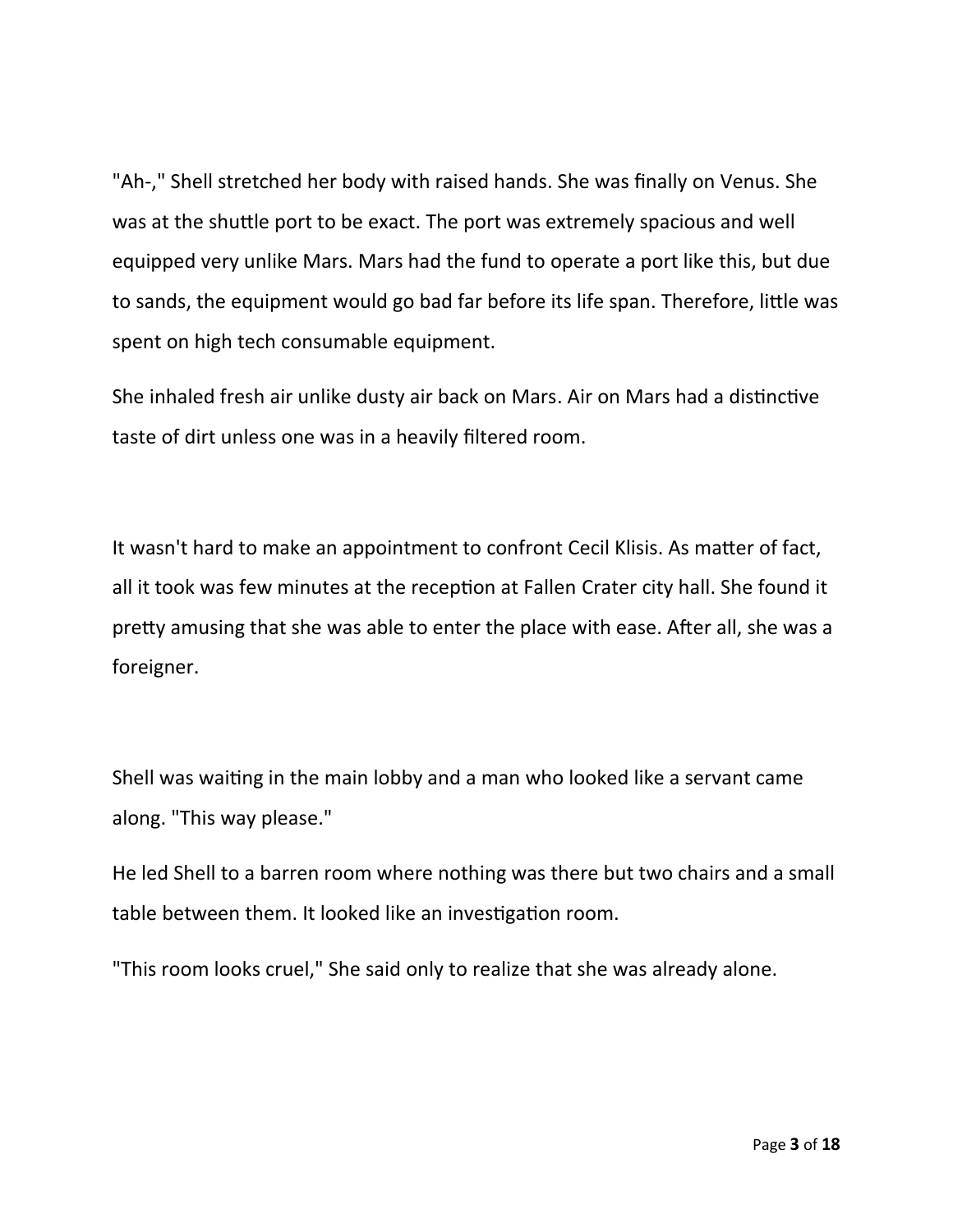"Ah-," Shell stretched her body with raised hands. She was finally on Venus. She was at the shuttle port to be exact. The port was extremely spacious and well equipped very unlike Mars. Mars had the fund to operate a port like this, but due to sands, the equipment would go bad far before its life span. Therefore, little was spent on high tech consumable equipment.

She inhaled fresh air unlike dusty air back on Mars. Air on Mars had a distinctive taste of dirt unless one was in a heavily filtered room.

It wasn't hard to make an appointment to confront Cecil Klisis. As matter of fact, all it took was few minutes at the reception at Fallen Crater city hall. She found it pretty amusing that she was able to enter the place with ease. After all, she was a foreigner.

Shell was waiting in the main lobby and a man who looked like a servant came along. "This way please."

He led Shell to a barren room where nothing was there but two chairs and a small table between them. It looked like an investigation room.

"This room looks cruel," She said only to realize that she was already alone.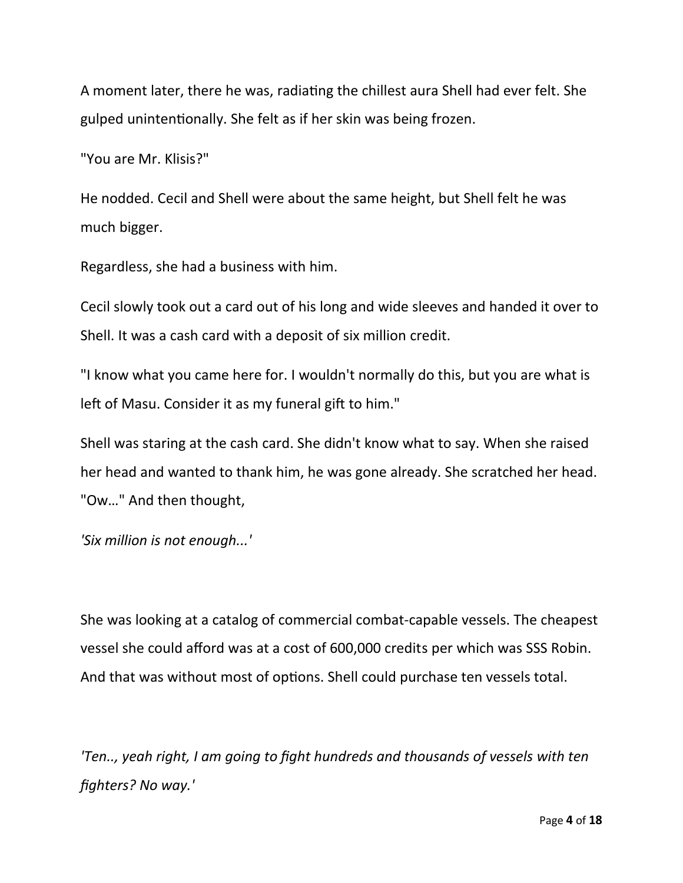A moment later, there he was, radiating the chillest aura Shell had ever felt. She gulped unintentionally. She felt as if her skin was being frozen.

"You are Mr. Klisis?"

He nodded. Cecil and Shell were about the same height, but Shell felt he was much bigger.

Regardless, she had a business with him.

Cecil slowly took out a card out of his long and wide sleeves and handed it over to Shell. It was a cash card with a deposit of six million credit.

"I know what you came here for. I wouldn't normally do this, but you are what is left of Masu. Consider it as my funeral gift to him."

Shell was staring at the cash card. She didn't know what to say. When she raised her head and wanted to thank him, he was gone already. She scratched her head. "Ow…" And then thought,

*'Six million is not enough...'*

She was looking at a catalog of commercial combat-capable vessels. The cheapest vessel she could afford was at a cost of 600,000 credits per which was SSS Robin. And that was without most of options. Shell could purchase ten vessels total.

*'Ten.., yeah right, I am going to fight hundreds and thousands of vessels with ten fighters? No way.'*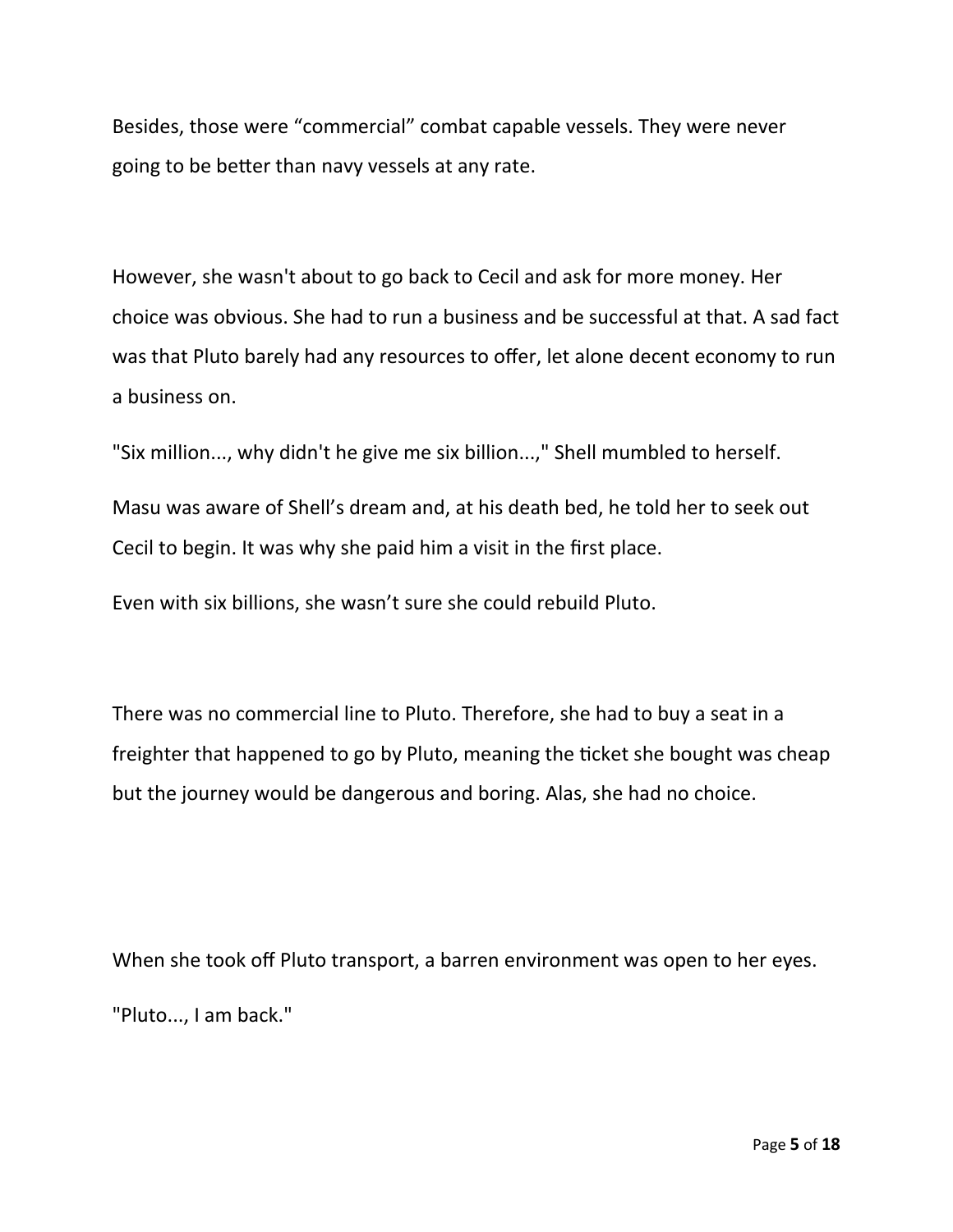Besides, those were “commercial” combat capable vessels. They were never going to be better than navy vessels at any rate.

However, she wasn't about to go back to Cecil and ask for more money. Her choice was obvious. She had to run a business and be successful at that. A sad fact was that Pluto barely had any resources to offer, let alone decent economy to run a business on.

"Six million..., why didn't he give me six billion...," Shell mumbled to herself.

Masu was aware of Shell’s dream and, at his death bed, he told her to seek out Cecil to begin. It was why she paid him a visit in the first place.

Even with six billions, she wasn’t sure she could rebuild Pluto.

There was no commercial line to Pluto. Therefore, she had to buy a seat in a freighter that happened to go by Pluto, meaning the ticket she bought was cheap but the journey would be dangerous and boring. Alas, she had no choice.

When she took off Pluto transport, a barren environment was open to her eyes.

"Pluto..., I am back."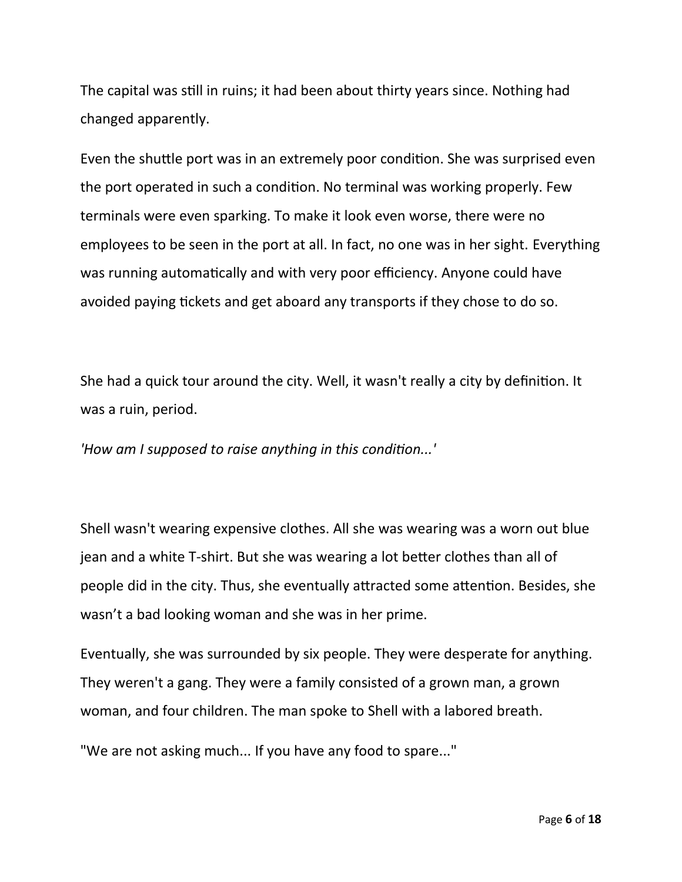The capital was still in ruins; it had been about thirty years since. Nothing had changed apparently.

Even the shuttle port was in an extremely poor condition. She was surprised even the port operated in such a condition. No terminal was working properly. Few terminals were even sparking. To make it look even worse, there were no employees to be seen in the port at all. In fact, no one was in her sight. Everything was running automatically and with very poor efficiency. Anyone could have avoided paying tickets and get aboard any transports if they chose to do so.

She had a quick tour around the city. Well, it wasn't really a city by definition. It was a ruin, period.

*'How am I supposed to raise anything in this condition...'*

Shell wasn't wearing expensive clothes. All she was wearing was a worn out blue jean and a white T-shirt. But she was wearing a lot better clothes than all of people did in the city. Thus, she eventually attracted some attention. Besides, she wasn't a bad looking woman and she was in her prime.

Eventually, she was surrounded by six people. They were desperate for anything. They weren't a gang. They were a family consisted of a grown man, a grown woman, and four children. The man spoke to Shell with a labored breath.

"We are not asking much... If you have any food to spare..."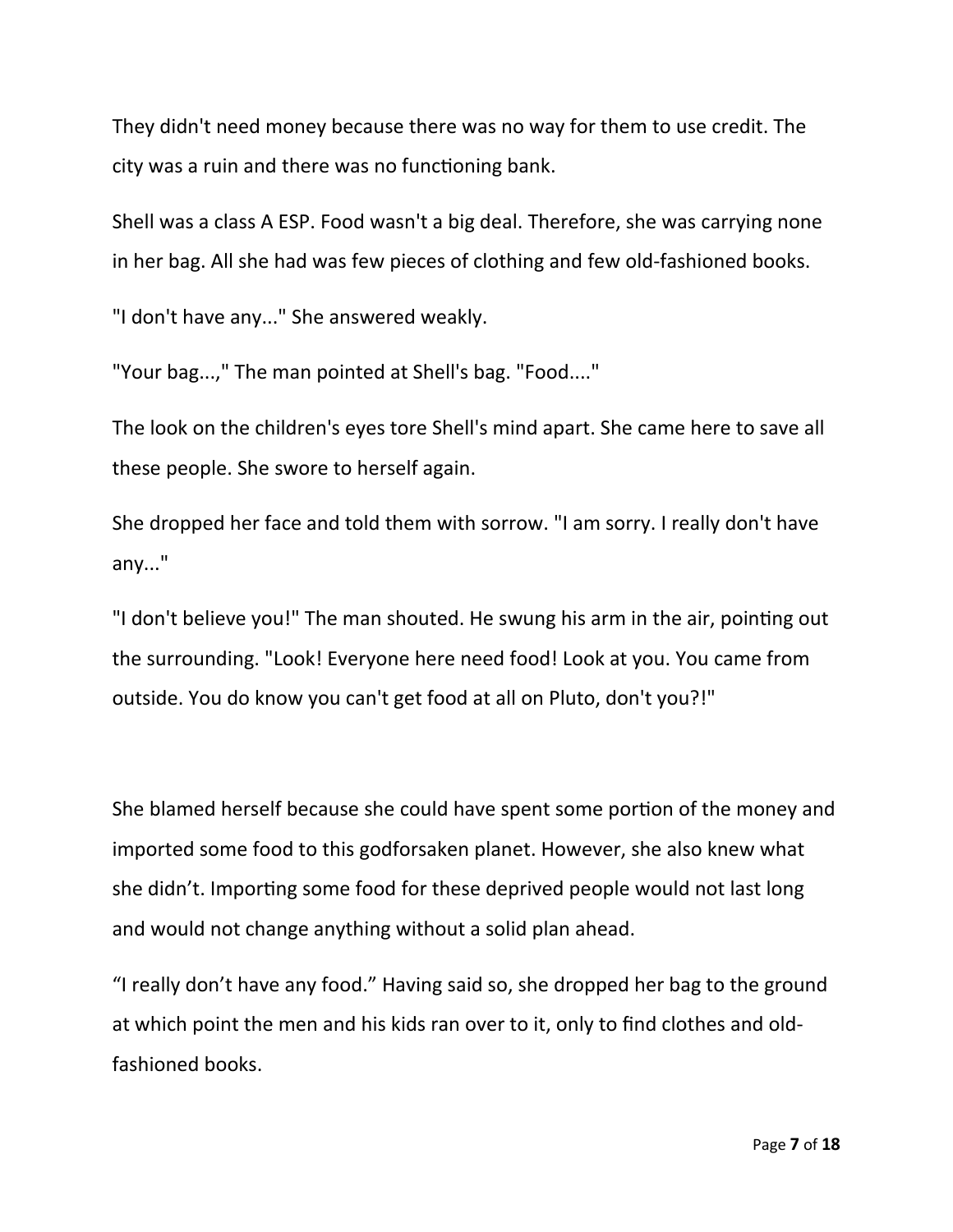They didn't need money because there was no way for them to use credit. The city was a ruin and there was no functioning bank.

Shell was a class A ESP. Food wasn't a big deal. Therefore, she was carrying none in her bag. All she had was few pieces of clothing and few old-fashioned books.

"I don't have any..." She answered weakly.

"Your bag...," The man pointed at Shell's bag. "Food...."

The look on the children's eyes tore Shell's mind apart. She came here to save all these people. She swore to herself again.

She dropped her face and told them with sorrow. "I am sorry. I really don't have any..."

"I don't believe you!" The man shouted. He swung his arm in the air, pointing out the surrounding. "Look! Everyone here need food! Look at you. You came from outside. You do know you can't get food at all on Pluto, don't you?!"

She blamed herself because she could have spent some portion of the money and imported some food to this godforsaken planet. However, she also knew what she didn't. Importing some food for these deprived people would not last long and would not change anything without a solid plan ahead.

"I really don't have any food." Having said so, she dropped her bag to the ground at which point the men and his kids ran over to it, only to find clothes and old-fashioned books.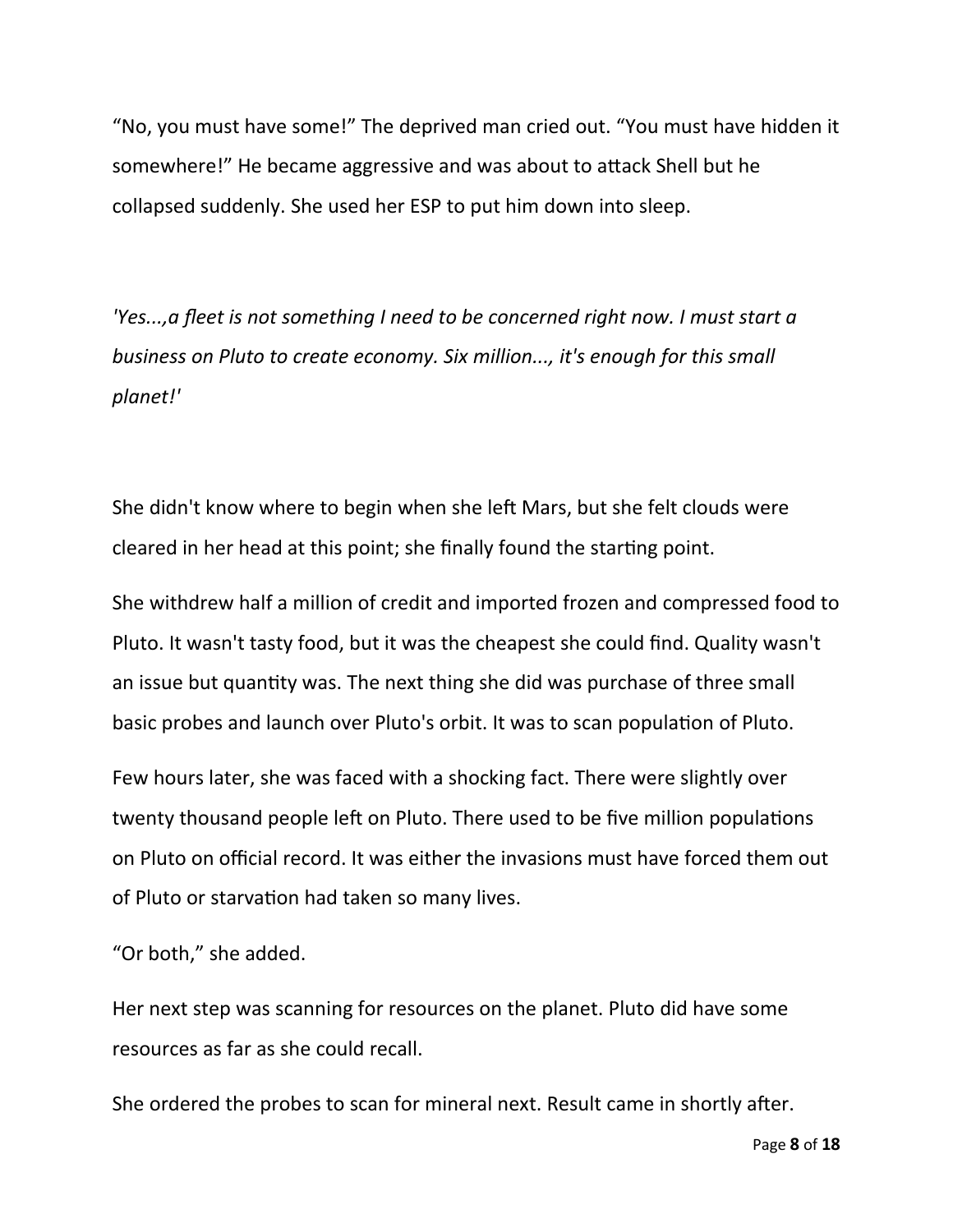"No, you must have some!" The deprived man cried out. "You must have hidden it somewhere!" He became aggressive and was about to attack Shell but he collapsed suddenly. She used her ESP to put him down into sleep.

*'Yes...,a fleet is not something I need to be concerned right now. I must start a business on Pluto to create economy. Six million..., it's enough for this small planet!'*

She didn't know where to begin when she left Mars, but she felt clouds were cleared in her head at this point; she finally found the starting point.

She withdrew half a million of credit and imported frozen and compressed food to Pluto. It wasn't tasty food, but it was the cheapest she could find. Quality wasn't an issue but quantity was. The next thing she did was purchase of three small basic probes and launch over Pluto's orbit. It was to scan population of Pluto.

Few hours later, she was faced with a shocking fact. There were slightly over twenty thousand people left on Pluto. There used to be five million populations on Pluto on official record. It was either the invasions must have forced them out of Pluto or starvation had taken so many lives.

"Or both," she added.

Her next step was scanning for resources on the planet. Pluto did have some resources as far as she could recall.

She ordered the probes to scan for mineral next. Result came in shortly after.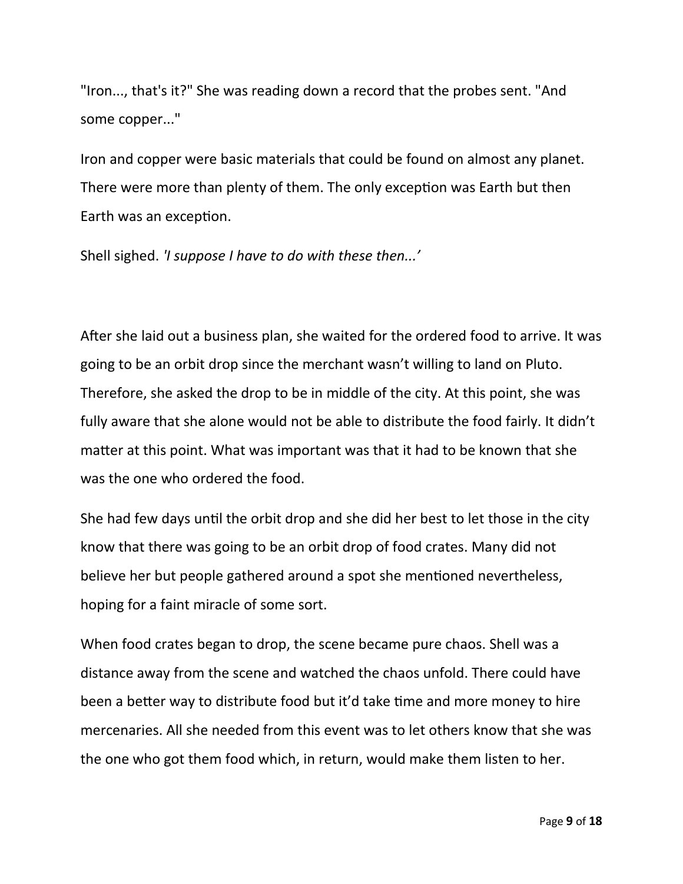"Iron..., that's it?" She was reading down a record that the probes sent. "And some copper..."

Iron and copper were basic materials that could be found on almost any planet. There were more than plenty of them. The only exception was Earth but then Earth was an exception.

Shell sighed. *'I suppose I have to do with these then...'*

After she laid out a business plan, she waited for the ordered food to arrive. It was going to be an orbit drop since the merchant wasn't willing to land on Pluto. Therefore, she asked the drop to be in middle of the city. At this point, she was fully aware that she alone would not be able to distribute the food fairly. It didn't matter at this point. What was important was that it had to be known that she was the one who ordered the food.

She had few days until the orbit drop and she did her best to let those in the city know that there was going to be an orbit drop of food crates. Many did not believe her but people gathered around a spot she mentioned nevertheless, hoping for a faint miracle of some sort.

When food crates began to drop, the scene became pure chaos. Shell was a distance away from the scene and watched the chaos unfold. There could have been a better way to distribute food but it'd take time and more money to hire mercenaries. All she needed from this event was to let others know that she was the one who got them food which, in return, would make them listen to her.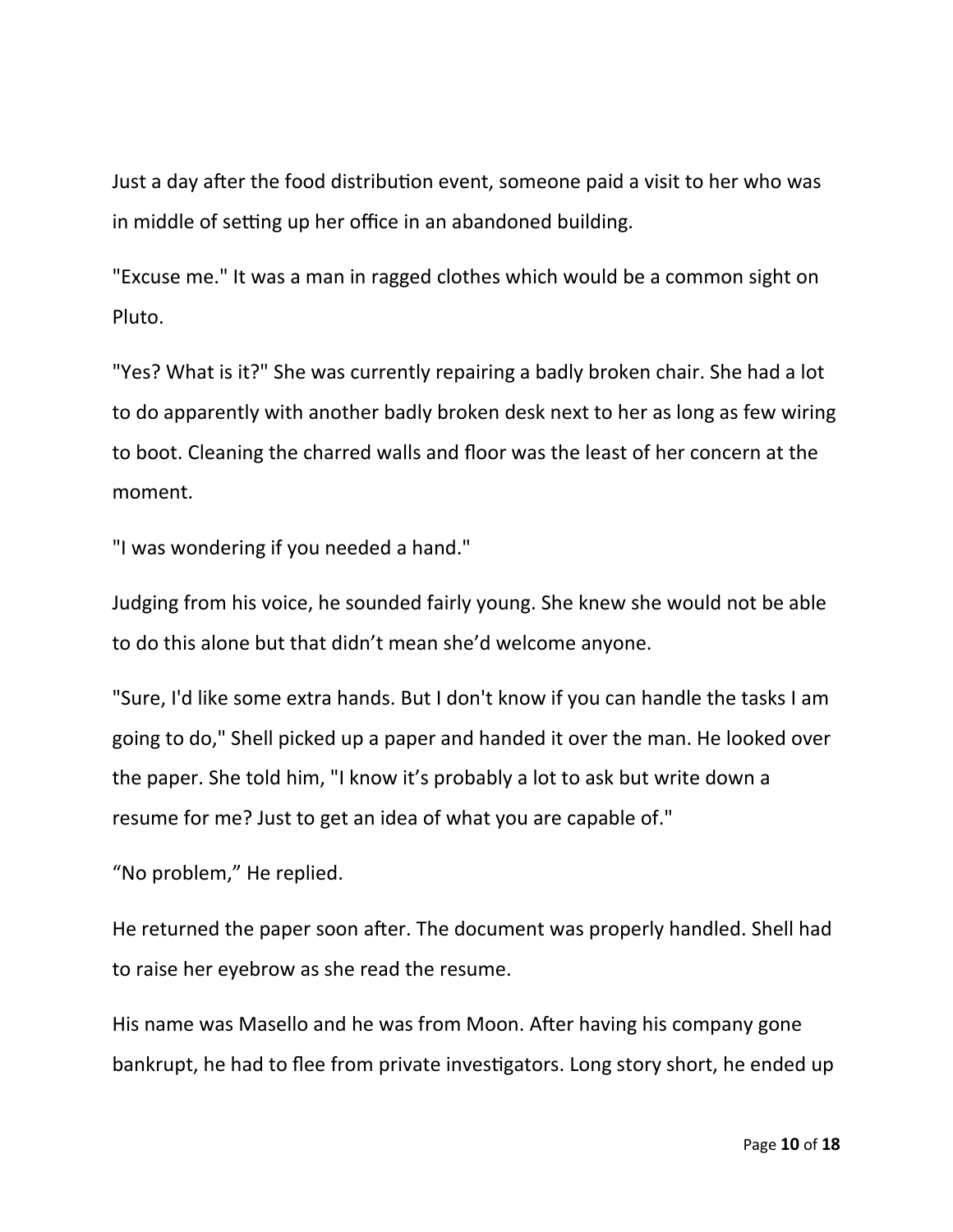Just a day after the food distribution event, someone paid a visit to her who was in middle of setting up her office in an abandoned building.

"Excuse me." It was a man in ragged clothes which would be a common sight on Pluto.

"Yes? What is it?" She was currently repairing a badly broken chair. She had a lot to do apparently with another badly broken desk next to her as long as few wiring to boot. Cleaning the charred walls and floor was the least of her concern at the moment.

"I was wondering if you needed a hand."

Judging from his voice, he sounded fairly young. She knew she would not be able to do this alone but that didn't mean she'd welcome anyone.

"Sure, I'd like some extra hands. But I don't know if you can handle the tasks I am going to do," Shell picked up a paper and handed it over the man. He looked over the paper. She told him, "I know it's probably a lot to ask but write down a resume for me? Just to get an idea of what you are capable of."

"No problem," He replied.

He returned the paper soon after. The document was properly handled. Shell had to raise her eyebrow as she read the resume.

His name was Masello and he was from Moon. After having his company gone bankrupt, he had to flee from private investigators. Long story short, he ended up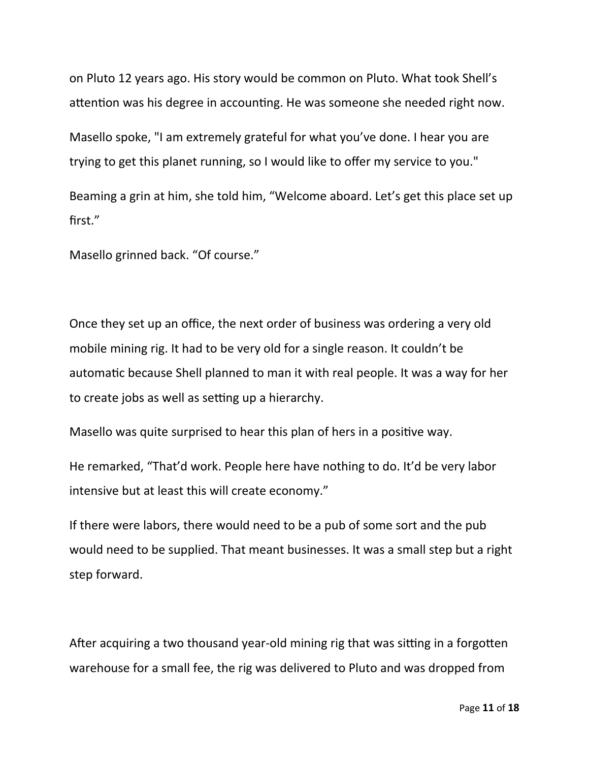on Pluto 12 years ago. His story would be common on Pluto. What took Shell's attention was his degree in accounting. He was someone she needed right now.

Masello spoke, "I am extremely grateful for what you've done. I hear you are trying to get this planet running, so I would like to offer my service to you."

Beaming a grin at him, she told him, "Welcome aboard. Let's get this place set up first."

Masello grinned back. "Of course."

Once they set up an office, the next order of business was ordering a very old mobile mining rig. It had to be very old for a single reason. It couldn't be automatic because Shell planned to man it with real people. It was a way for her to create jobs as well as setting up a hierarchy.

Masello was quite surprised to hear this plan of hers in a positive way.

He remarked, "That'd work. People here have nothing to do. It'd be very labor intensive but at least this will create economy."

If there were labors, there would need to be a pub of some sort and the pub would need to be supplied. That meant businesses. It was a small step but a right step forward.

After acquiring a two thousand year-old mining rig that was sitting in a forgotten warehouse for a small fee, the rig was delivered to Pluto and was dropped from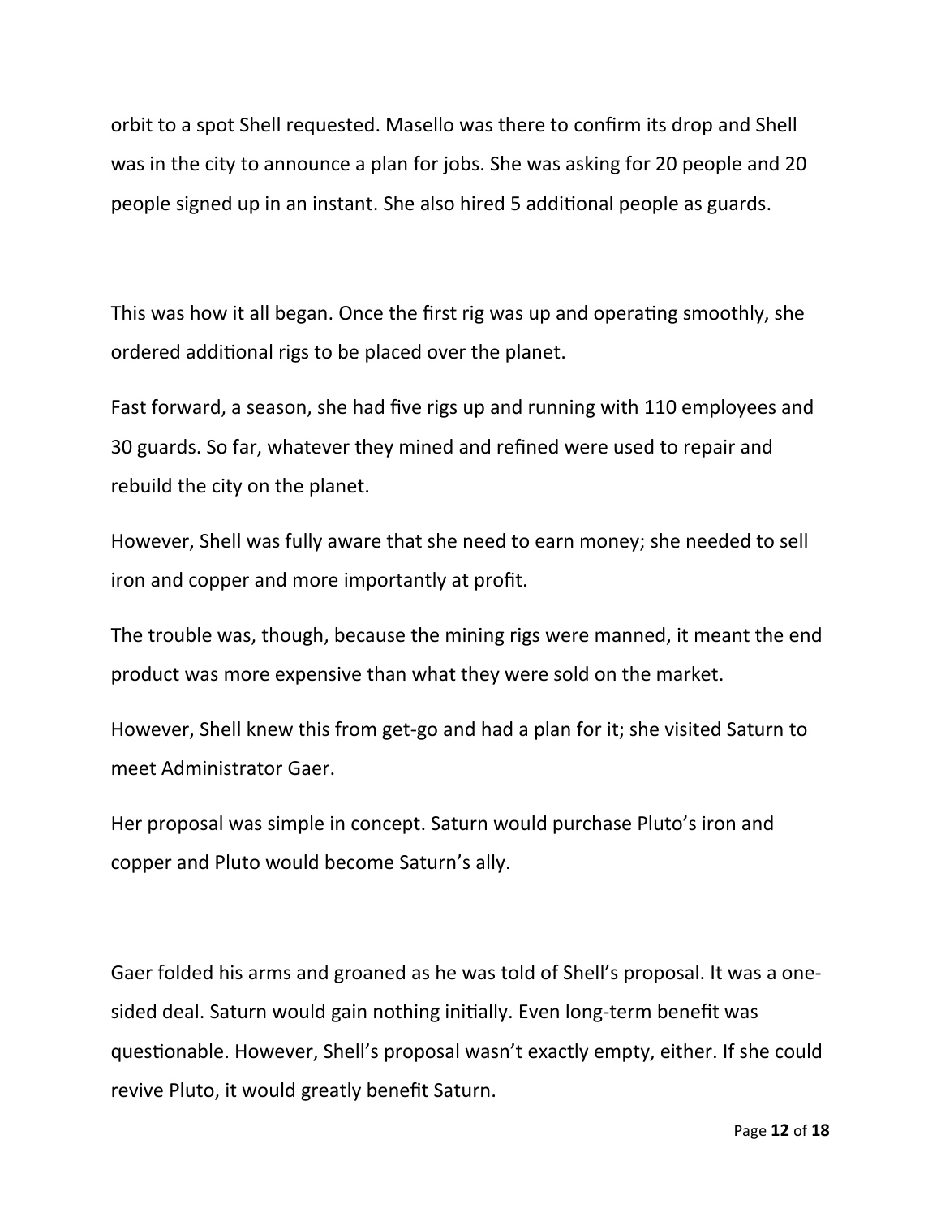orbit to a spot Shell requested. Masello was there to confirm its drop and Shell was in the city to announce a plan for jobs. She was asking for 20 people and 20 people signed up in an instant. She also hired 5 additional people as guards.

This was how it all began. Once the first rig was up and operating smoothly, she ordered additional rigs to be placed over the planet.

Fast forward, a season, she had five rigs up and running with 110 employees and 30 guards. So far, whatever they mined and refined were used to repair and rebuild the city on the planet.

However, Shell was fully aware that she need to earn money; she needed to sell iron and copper and more importantly at profit.

The trouble was, though, because the mining rigs were manned, it meant the end product was more expensive than what they were sold on the market.

However, Shell knew this from get-go and had a plan for it; she visited Saturn to meet Administrator Gaer.

Her proposal was simple in concept. Saturn would purchase Pluto's iron and copper and Pluto would become Saturn's ally.

Gaer folded his arms and groaned as he was told of Shell's proposal. It was a one-sided deal. Saturn would gain nothing initially. Even long-term benefit was questionable. However, Shell's proposal wasn't exactly empty, either. If she could revive Pluto, it would greatly benefit Saturn.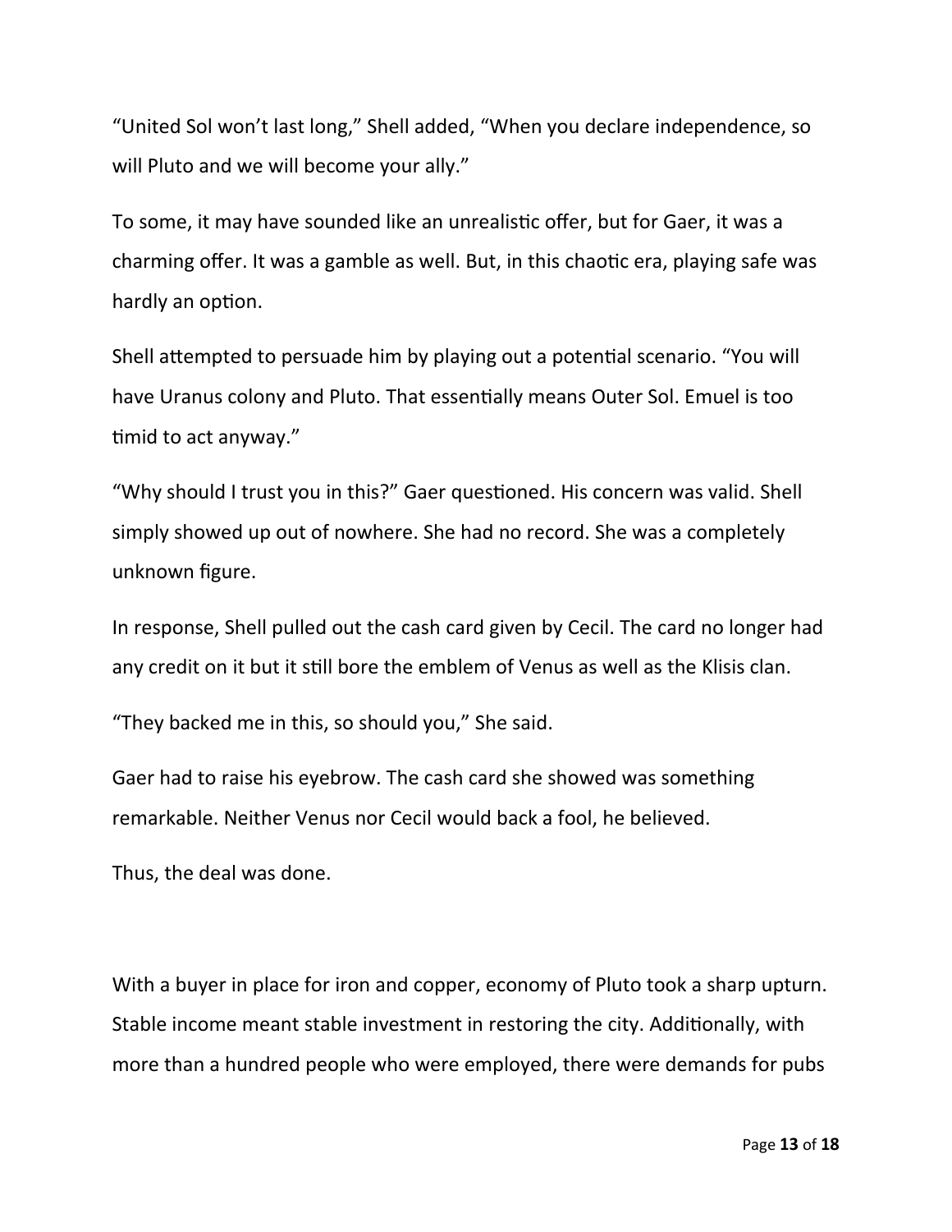“United Sol won’t last long,” Shell added, “When you declare independence, so will Pluto and we will become your ally.”

To some, it may have sounded like an unrealistic offer, but for Gaer, it was a charming offer. It was a gamble as well. But, in this chaotic era, playing safe was hardly an option.

Shell attempted to persuade him by playing out a potential scenario. “You will have Uranus colony and Pluto. That essentially means Outer Sol. Emuel is too timid to act anyway.”

“Why should I trust you in this?” Gaer questioned. His concern was valid. Shell simply showed up out of nowhere. She had no record. She was a completely unknown figure.

In response, Shell pulled out the cash card given by Cecil. The card no longer had any credit on it but it still bore the emblem of Venus as well as the Klisis clan.

“They backed me in this, so should you,” She said.

Gaer had to raise his eyebrow. The cash card she showed was something remarkable. Neither Venus nor Cecil would back a fool, he believed.

Thus, the deal was done.

With a buyer in place for iron and copper, economy of Pluto took a sharp upturn. Stable income meant stable investment in restoring the city. Additionally, with more than a hundred people who were employed, there were demands for pubs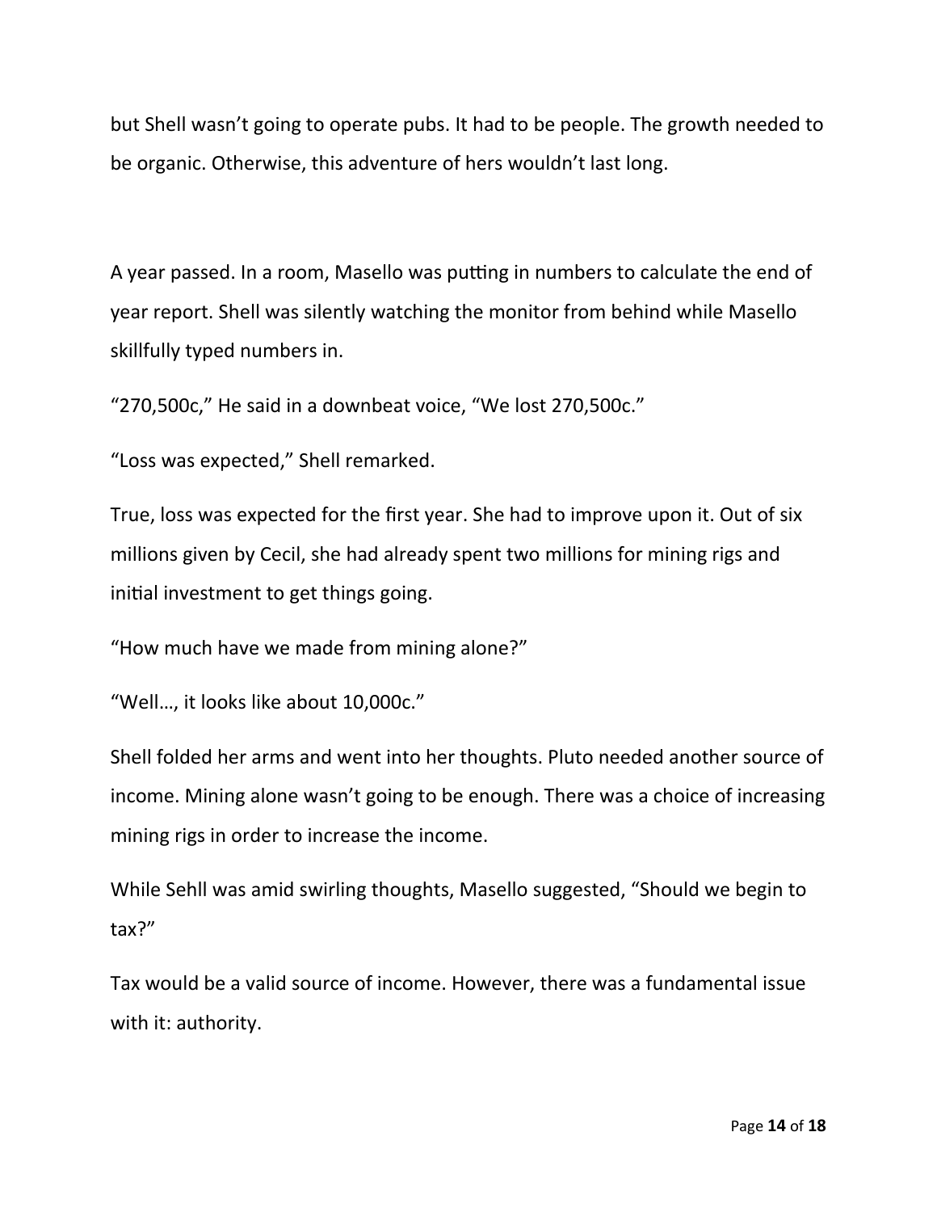but Shell wasn’t going to operate pubs. It had to be people. The growth needed to be organic. Otherwise, this adventure of hers wouldn’t last long.

A year passed. In a room, Masello was putting in numbers to calculate the end of year report. Shell was silently watching the monitor from behind while Masello skillfully typed numbers in.

“270,500c,” He said in a downbeat voice, “We lost 270,500c.”

“Loss was expected,” Shell remarked.

True, loss was expected for the first year. She had to improve upon it. Out of six millions given by Cecil, she had already spent two millions for mining rigs and initial investment to get things going.

“How much have we made from mining alone?”

“Well…, it looks like about 10,000c.”

Shell folded her arms and went into her thoughts. Pluto needed another source of income. Mining alone wasn’t going to be enough. There was a choice of increasing mining rigs in order to increase the income.

While Sehll was amid swirling thoughts, Masello suggested, “Should we begin to tax?”

Tax would be a valid source of income. However, there was a fundamental issue with it: authority.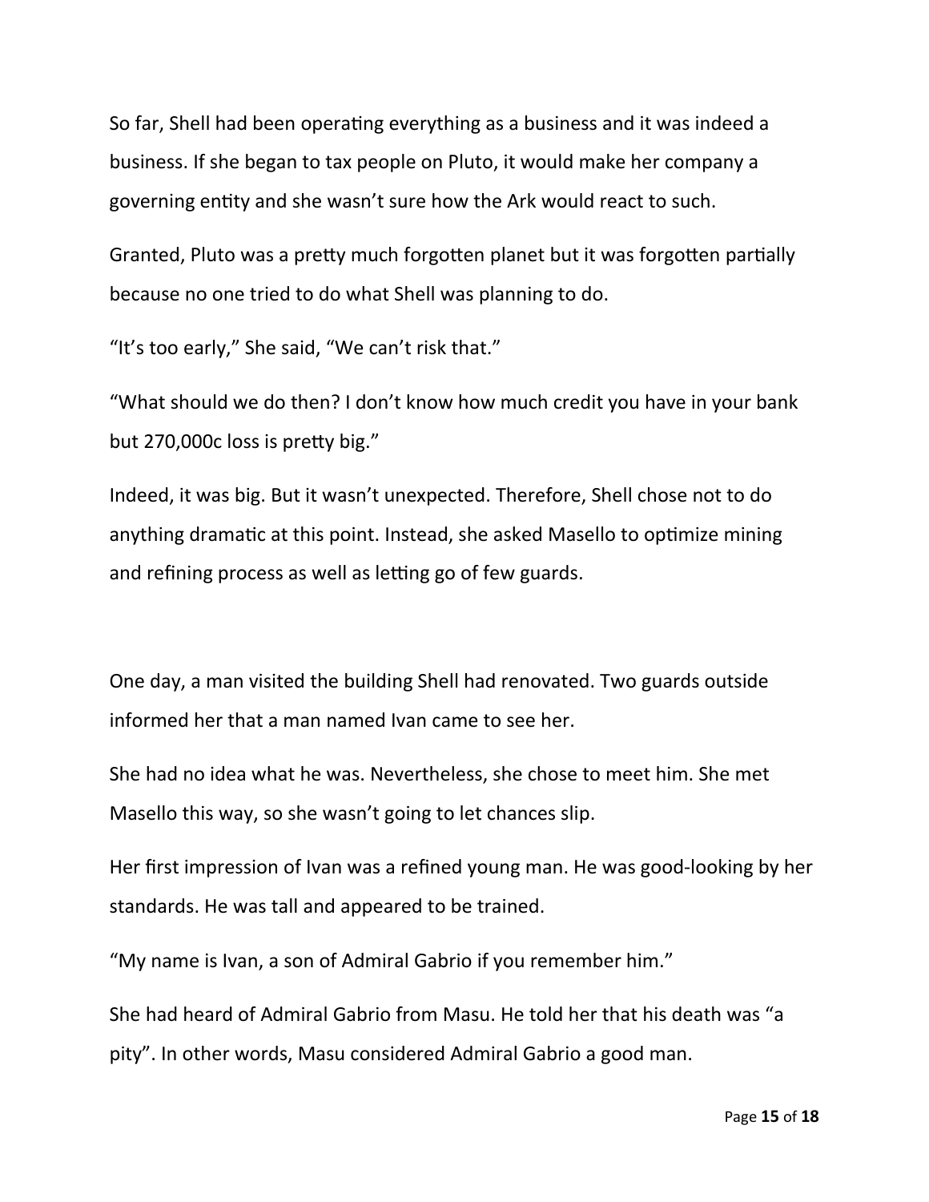So far, Shell had been operating everything as a business and it was indeed a business. If she began to tax people on Pluto, it would make her company a governing entity and she wasn't sure how the Ark would react to such.

Granted, Pluto was a pretty much forgotten planet but it was forgotten partially because no one tried to do what Shell was planning to do.

"It's too early," She said, "We can't risk that."

"What should we do then? I don't know how much credit you have in your bank but 270,000c loss is pretty big."

Indeed, it was big. But it wasn't unexpected. Therefore, Shell chose not to do anything dramatic at this point. Instead, she asked Masello to optimize mining and refining process as well as letting go of few guards.

One day, a man visited the building Shell had renovated. Two guards outside informed her that a man named Ivan came to see her.

She had no idea what he was. Nevertheless, she chose to meet him. She met Masello this way, so she wasn't going to let chances slip.

Her first impression of Ivan was a refined young man. He was good-looking by her standards. He was tall and appeared to be trained.

"My name is Ivan, a son of Admiral Gabrio if you remember him."

She had heard of Admiral Gabrio from Masu. He told her that his death was "a pity". In other words, Masu considered Admiral Gabrio a good man.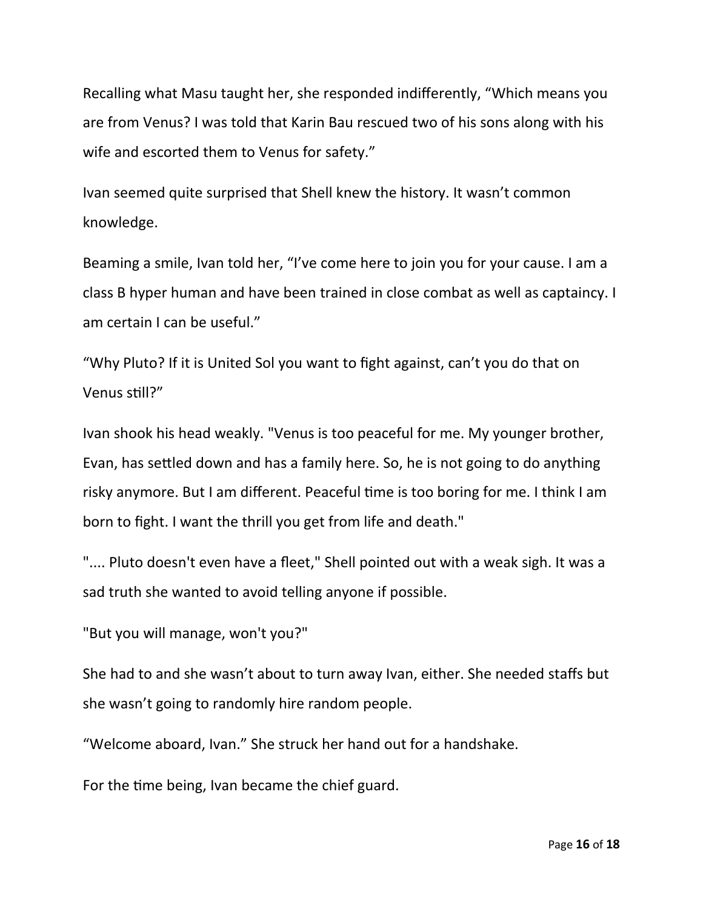Recalling what Masu taught her, she responded indifferently, “Which means you are from Venus? I was told that Karin Bau rescued two of his sons along with his wife and escorted them to Venus for safety.”

Ivan seemed quite surprised that Shell knew the history. It wasn’t common knowledge.

Beaming a smile, Ivan told her, “I’ve come here to join you for your cause. I am a class B hyper human and have been trained in close combat as well as captaincy. I am certain I can be useful.”

“Why Pluto? If it is United Sol you want to fight against, can’t you do that on Venus still?”

Ivan shook his head weakly. "Venus is too peaceful for me. My younger brother, Evan, has settled down and has a family here. So, he is not going to do anything risky anymore. But I am different. Peaceful time is too boring for me. I think I am born to fight. I want the thrill you get from life and death."

".... Pluto doesn't even have a fleet," Shell pointed out with a weak sigh. It was a sad truth she wanted to avoid telling anyone if possible.

"But you will manage, won't you?"

She had to and she wasn’t about to turn away Ivan, either. She needed staffs but she wasn’t going to randomly hire random people.

“Welcome aboard, Ivan.” She struck her hand out for a handshake.

For the time being, Ivan became the chief guard.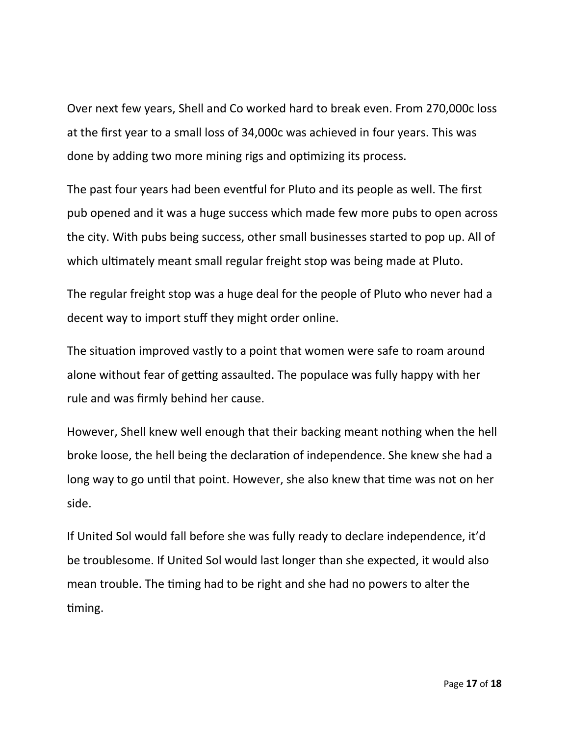Over next few years, Shell and Co worked hard to break even. From 270,000c loss at the first year to a small loss of 34,000c was achieved in four years. This was done by adding two more mining rigs and optimizing its process.

The past four years had been eventful for Pluto and its people as well. The first pub opened and it was a huge success which made few more pubs to open across the city. With pubs being success, other small businesses started to pop up. All of which ultimately meant small regular freight stop was being made at Pluto.

The regular freight stop was a huge deal for the people of Pluto who never had a decent way to import stuff they might order online.

The situation improved vastly to a point that women were safe to roam around alone without fear of getting assaulted. The populace was fully happy with her rule and was firmly behind her cause.

However, Shell knew well enough that their backing meant nothing when the hell broke loose, the hell being the declaration of independence. She knew she had a long way to go until that point. However, she also knew that time was not on her side.

If United Sol would fall before she was fully ready to declare independence, it'd be troublesome. If United Sol would last longer than she expected, it would also mean trouble. The timing had to be right and she had no powers to alter the timing.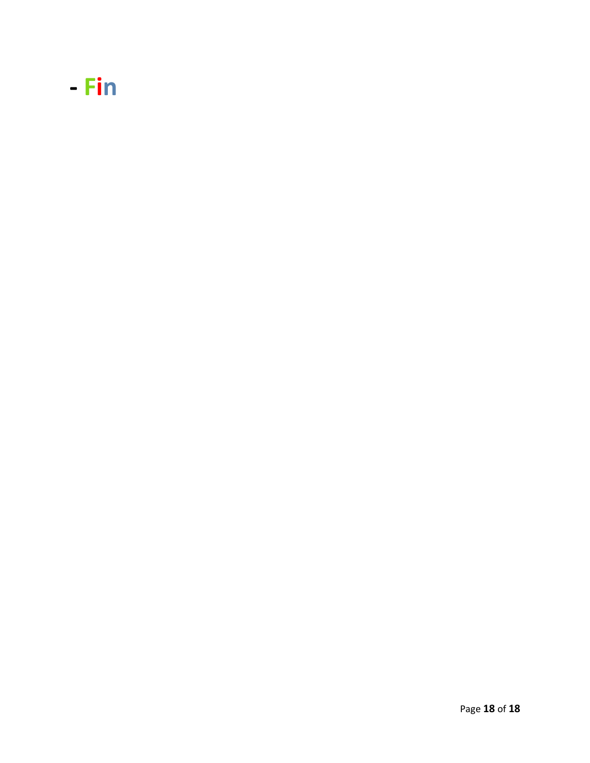- **Fin**